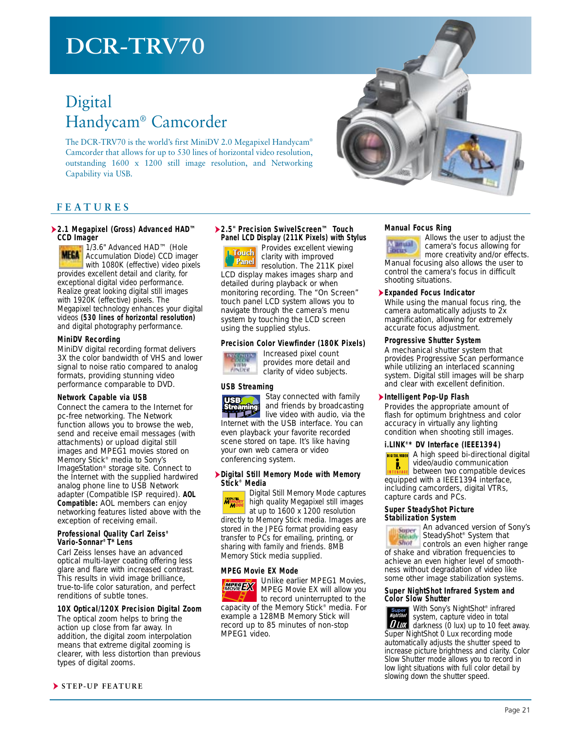# DCR-TRV70

## Digital Handycam® Camcorder

The DCR-TRV70 is the world's first MiniDV 2.0 Megapixel Handycam® Camcorder that allows for up to 530 lines of horizontal video resolution, outstanding 1600 x 1200 still image resolution, and Networking Capability via USB.

## FEATURES

### 2.1 Megapixel (Gross) Advanced HAD™ CCD Imager

1/3.6" Advanced HAD™ (Hole Accumulation Diode) CCD imager with 1080K (effective) video pixels provides excellent detail and clarity, for exceptional digital video performance. Realize great looking digital still images with 1920K (effective) pixels. The Megapixel technology enhances your digital videos **(530 lines of horizontal resolution)** and digital photography performance.

### MiniDV Recording

MiniDV digital recording format delivers 3X the color bandwidth of VHS and lower signal to noise ratio compared to analog formats, providing stunning video performance comparable to DVD.

### Network Capable via USB

Connect the camera to the Internet for pc-free networking. The Network function allows you to browse the web, send and receive email messages (with attachments) or upload digital still images and MPEG1 movies stored on Memory Stick® media to Sony's ImageStation® storage site. Connect to the Internet with the supplied hardwired analog phone line to USB Network adapter (Compatible ISP required). **AOL Compatible:** AOL members can enjoy networking features listed above with the exception of receiving email.

### Professional Quality Carl Zeiss® Vario-Sonnar® T* Lens

Carl Zeiss lenses have an advanced optical multi-layer coating offering less glare and flare with increased contrast. This results in vivid image brilliance, true-to-life color saturation, and perfect renditions of subtle tones.

### 10X Optical/120X Precision Digital Zoom

The optical zoom helps to bring the action up close from far away. In addition, the digital zoom interpolation means that extreme digital zooming is clearer, with less distortion than previous types of digital zooms.

### 2.5" Precision SwivelScreen™ Touch Panel LCD Display (211K Pixels) with Stylus

Provides excellent viewing clarity with improved resolution. The 211K pixel LCD display makes images sharp and detailed during playback or when monitoring recording. The "On Screen" touch panel LCD system allows you to navigate through the camera's menu system by touching the LCD screen using the supplied stylus.

### Precision Color Viewfinder (180K Pixels)

Increased pixel count provides more detail and clarity of video subjects.

### USB Streaming

Stay connected with family and friends by broadcasting live video with audio, via the Internet with the USB interface. You can even playback your favorite recorded scene stored on tape. It's like having your own web camera or video conferencing system.

### Digital Still Memory Mode with Memory Stick® Media

Digital Still Memory Mode captures high quality Megapixel still images at up to 1600 x 1200 resolution directly to Memory Stick media. Images are stored in the JPEG format providing easy transfer to PCs for emailing, printing, or sharing with family and friends. 8MB Memory Stick media supplied.

### MPEG Movie EX Mode

Unlike earlier MPEG1 Movies, MPEG Movie EX will allow you to record uninterrupted to the capacity of the Memory Stick® media. For example a 128MB Memory Stick will record up to 85 minutes of non-stop MPEG1 video.

### Manual Focus Ring

Allows the user to adjust the camera's focus allowing for more creativity and/or effects. Manual focusing also allows the user to control the camera's focus in difficult shooting situations.

### Expanded Focus Indicator

While using the manual focus ring, the camera automatically adjusts to 2x magnification, allowing for extremely accurate focus adjustment.

### Progressive Shutter System

A mechanical shutter system that provides Progressive Scan performance while utilizing an interlaced scanning system. Digital still images will be sharp and clear with excellent definition.

### Intelligent Pop-Up Flash

Provides the appropriate amount of flash for optimum brightness and color accuracy in virtually any lighting condition when shooting still images.

### i.LINK®* DV Interface (IEEE1394)

A high speed bi-directional digital video/audio communication between two compatible devices equipped with a IEEE1394 interface, including camcorders, digital VTRs, capture cards and PCs.

### Super SteadyShot Picture Stabilization System

An advanced version of Sony's SteadyShot® System that controls an even higher range of shake and vibration frequencies to achieve an even higher level of smoothness without degradation of video like some other image stabilization systems.

### Super NightShot Infrared System and Color Slow Shutter

With Sony's NightShot® infrared system, capture video in total darkness (0 lux) up to 10 feet away. Super NightShot 0 Lux recording mode automatically adjusts the shutter speed to increase picture brightness and clarity. Color Slow Shutter mode allows you to record in low light situations with full color detail by slowing down the shutter speed.

STEP-UP FEATURE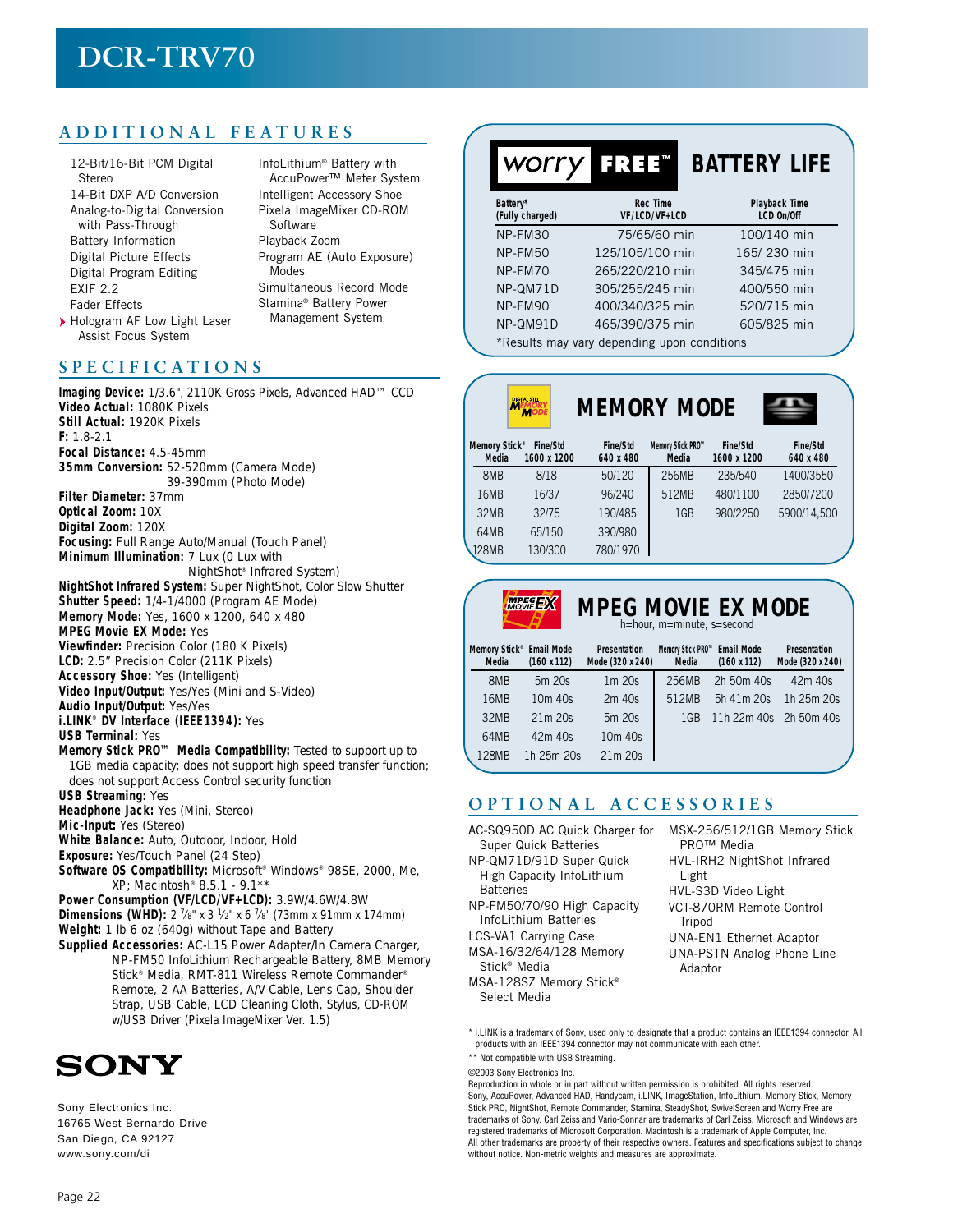# DCR-TRV70

## ADDITIONAL FEATURES

- 12-Bit/16-Bit PCM Digital Stereo
- 14-Bit DXP A/D Conversion
- Analog-to-Digital Conversion with Pass-Through
- Battery Information
- Digital Picture Effects
- Digital Program Editing
- EXIF 2.2
- Fader Effects
- Hologram AF Low Light Laser Assist Focus System
- InfoLithium® Battery with AccuPower™ Meter System
- Intelligent Accessory Shoe
- Pixela ImageMixer CD-ROM Software
- Playback Zoom
- Program AE (Auto Exposure) Modes
- Simultaneous Record Mode
- Stamina® Battery Power Management System

## SPECIFICATIONS

**Imaging Device:** 1/3.6", 2110K Gross Pixels, Advanced HAD™ CCD
**Video Actual:** 1080K Pixels
**Still Actual:** 1920K Pixels
**F:** 1.8-2.1
**Focal Distance:** 4.5-45mm
**35mm Conversion:** 52-520mm (Camera Mode) 39-390mm (Photo Mode)
**Filter Diameter:** 37mm
**Optical Zoom:** 10X
**Digital Zoom:** 120X
**Focusing:** Full Range Auto/Manual (Touch Panel)
**Minimum Illumination:** 7 Lux (0 Lux with NightShot® Infrared System)
**NightShot Infrared System:** Super NightShot, Color Slow Shutter
**Shutter Speed:** 1/4-1/4000 (Program AE Mode)
**Memory Mode:** Yes, 1600 x 1200, 640 x 480
**MPEG Movie EX Mode:** Yes
**Viewfinder:** Precision Color (180 K Pixels)
**LCD:** 2.5" Precision Color (211K Pixels)
**Accessory Shoe:** Yes (Intelligent)
**Video Input/Output:** Yes/Yes (Mini and S-Video)
**Audio Input/Output:** Yes/Yes
**i.LINK® DV Interface (IEEE1394):** Yes
**USB Terminal:** Yes
**Memory Stick PRO™ Media Compatibility:** Tested to support up to 1GB media capacity; does not support high speed transfer function; does not support Access Control security function
**USB Streaming:** Yes
**Headphone Jack:** Yes (Mini, Stereo)
**Mic-Input:** Yes (Stereo)
**White Balance:** Auto, Outdoor, Indoor, Hold
**Exposure:** Yes/Touch Panel (24 Step)
**Software OS Compatibility:** Microsoft® Windows® 98SE, 2000, Me, XP; Macintosh® 8.5.1 - 9.1**
**Power Consumption (VF/LCD/VF+LCD):** 3.9W/4.6W/4.8W
**Dimensions (WHD):** 2 7/8" x 3 1/2" x 6 7/8" (73mm x 91mm x 174mm)
**Weight:** 1 lb 6 oz (640g) without Tape and Battery
**Supplied Accessories:** AC-L15 Power Adapter/In Camera Charger, NP-FM50 InfoLithium Rechargeable Battery, 8MB Memory Stick® Media, RMT-811 Wireless Remote Commander® Remote, 2 AA Batteries, A/V Cable, Lens Cap, Shoulder Strap, USB Cable, LCD Cleaning Cloth, Stylus, CD-ROM w/USB Driver (Pixela ImageMixer Ver. 1.5)

## worry FREE™ BATTERY LIFE

| Battery* (Fully charged) | Rec Time VF/LCD/VF+LCD | Playback Time LCD On/Off |
|---|---|---|
| NP-FM30 | 75/65/60 min | 100/140 min |
| NP-FM50 | 125/105/100 min | 165/ 230 min |
| NP-FM70 | 265/220/210 min | 345/475 min |
| NP-QM71D | 305/255/245 min | 400/550 min |
| NP-FM90 | 400/340/325 min | 520/715 min |
| NP-QM91D | 465/390/375 min | 605/825 min |

*Results may vary depending upon conditions

## MEMORY MODE

| Memory Stick® Media | Fine/Std 1600 x 1200 | Fine/Std 640 x 480 | Memory Stick PRO™ Media | Fine/Std 1600 x 1200 | Fine/Std 640 x 480 |
|---|---|---|---|---|---|
| 8MB | 8/18 | 50/120 | 256MB | 235/540 | 1400/3550 |
| 16MB | 16/37 | 96/240 | 512MB | 480/1100 | 2850/7200 |
| 32MB | 32/75 | 190/485 | 1GB | 980/2250 | 5900/14,500 |
| 64MB | 65/150 | 390/980 | | | |
| 128MB | 130/300 | 780/1970 | | | |

## MPEG MOVIE EX MODE

h=hour, m=minute, s=second

| Memory Stick® Media | Email Mode (160 x 112) | Presentation Mode (320 x 240) | Memory Stick PRO™ Media | Email Mode (160 x 112) | Presentation Mode (320 x 240) |
|---|---|---|---|---|---|
| 8MB | 5m 20s | 1m 20s | 256MB | 2h 50m 40s | 42m 40s |
| 16MB | 10m 40s | 2m 40s | 512MB | 5h 41m 20s | 1h 25m 20s |
| 32MB | 21m 20s | 5m 20s | 1GB | 11h 22m 40s | 2h 50m 40s |
| 64MB | 42m 40s | 10m 40s | | | |
| 128MB | 1h 25m 20s | 21m 20s | | | |

## OPTIONAL ACCESSORIES

- AC-SQ950D AC Quick Charger for Super Quick Batteries
- NP-QM71D/91D Super Quick High Capacity InfoLithium Batteries
- NP-FM50/70/90 High Capacity InfoLithium Batteries
- LCS-VA1 Carrying Case
- MSA-16/32/64/128 Memory Stick® Media
- MSA-128SZ Memory Stick® Select Media
- MSX-256/512/1GB Memory Stick PRO™ Media
- HVL-IRH2 NightShot Infrared Light
- HVL-S3D Video Light
- VCT-870RM Remote Control Tripod
- UNA-EN1 Ethernet Adaptor
- UNA-PSTN Analog Phone Line Adaptor

\* i.LINK is a trademark of Sony, used only to designate that a product contains an IEEE1394 connector. All products with an IEEE1394 connector may not communicate with each other.

** Not compatible with USB Streaming.

©2003 Sony Electronics Inc.
Reproduction in whole or in part without written permission is prohibited. All rights reserved.
Sony, AccuPower, Advanced HAD, Handycam, i.LINK, ImageStation, InfoLithium, Memory Stick, Memory Stick PRO, NightShot, Remote Commander, Stamina, SteadyShot, SwivelScreen and Worry Free are trademarks of Sony. Carl Zeiss and Vario-Sonnar are trademarks of Carl Zeiss. Microsoft and Windows are registered trademarks of Microsoft Corporation. Macintosh is a trademark of Apple Computer, Inc.
All other trademarks are property of their respective owners. Features and specifications subject to change without notice. Non-metric weights and measures are approximate.

SONY

Sony Electronics Inc.
16765 West Bernardo Drive
San Diego, CA 92127
www.sony.com/di